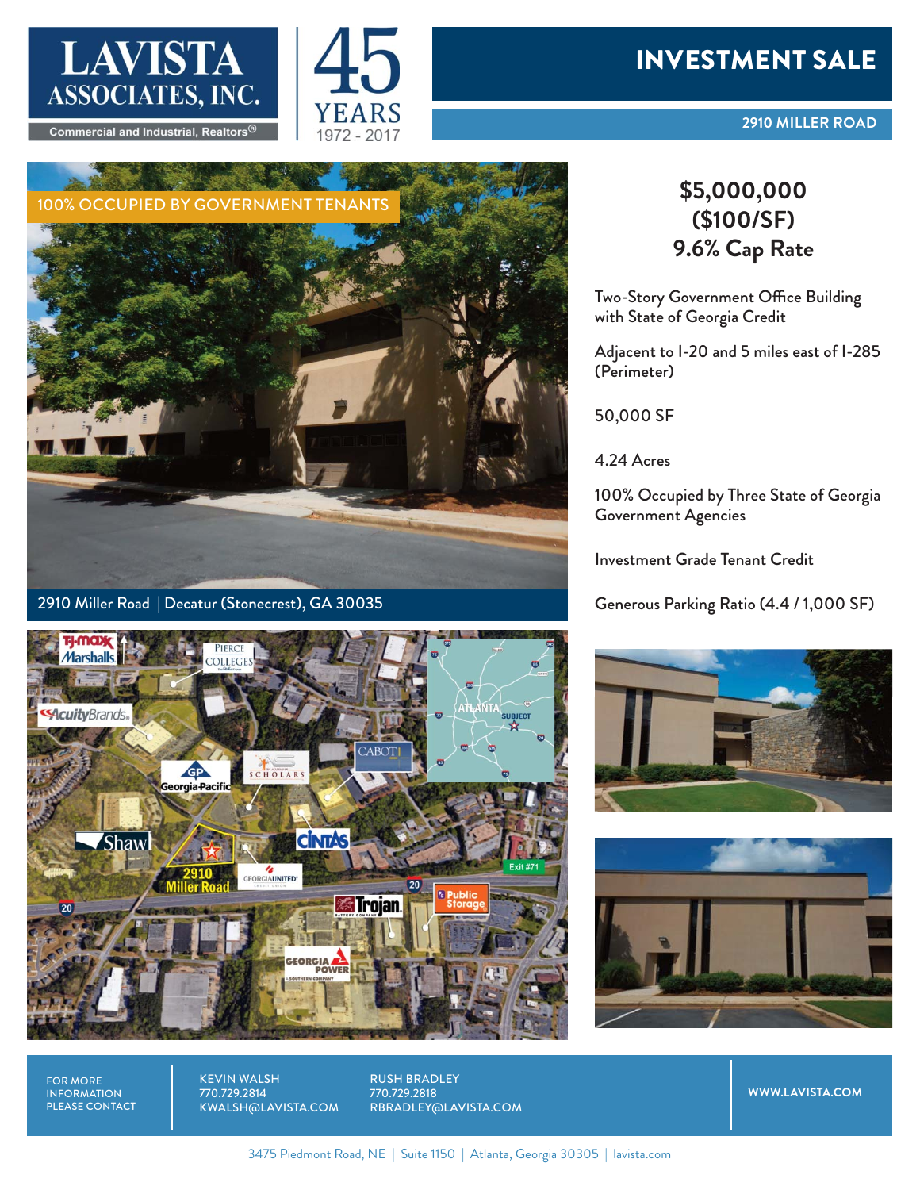LAVISTA ASSOCIATES, INC.

Commercial and Industrial, Realtors®

45 YEARS 1972 - 2017

# INVESTMENT SALE

## 2910 MILLER ROAD

100% OCCUPIED BY GOVERNMENT TENANTS

2910 Miller Road | Decatur (Stonecrest), GA 30035

## $5,000,000 ($100/SF) 9.6% Cap Rate

Two-Story Government Office Building with State of Georgia Credit

Adjacent to I-20 and 5 miles east of I-285 (Perimeter)

50,000 SF

4.24 Acres

100% Occupied by Three State of Georgia Government Agencies

Investment Grade Tenant Credit

Generous Parking Ratio (4.4 / 1,000 SF)

FOR MORE INFORMATION PLEASE CONTACT

KEVIN WALSH
770.729.2814
KWALSH@LAVISTA.COM

RUSH BRADLEY
770.729.2818
RBRADLEY@LAVISTA.COM

WWW.LAVISTA.COM

3475 Piedmont Road, NE | Suite 1150 | Atlanta, Georgia 30305 | lavista.com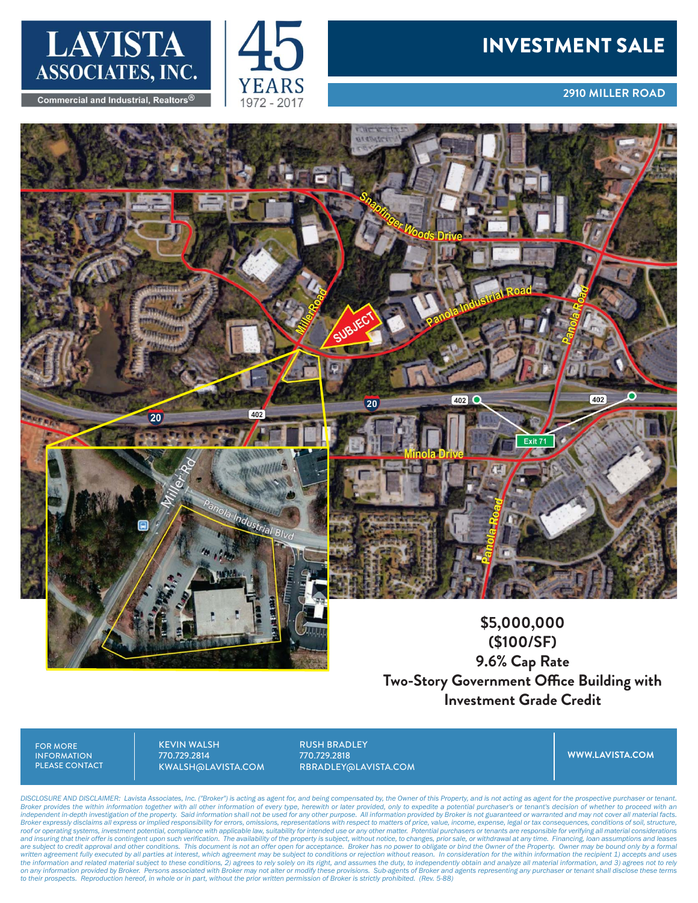LAVISTA ASSOCIATES, INC.

Commercial and Industrial, Realtors®

45 YEARS 1972 - 2017

# INVESTMENT SALE

## 2910 MILLER ROAD

Snapfinger Woods Drive

Miller Road

SUBJECT

Panola Industrial Road

Panola Road

20

402

402

20

402

Exit 71

Minola Drive

Panola Road

Miller Rd

Panola Industrial Blvd

**$5,000,000**
**($100/SF)**
**9.6% Cap Rate**
**Two-Story Government Office Building with Investment Grade Credit**

FOR MORE INFORMATION PLEASE CONTACT

KEVIN WALSH
770.729.2814
KWALSH@LAVISTA.COM

RUSH BRADLEY
770.729.2818
RBRADLEY@LAVISTA.COM

WWW.LAVISTA.COM

*DISCLOSURE AND DISCLAIMER: Lavista Associates, Inc. ("Broker") is acting as agent for, and being compensated by, the Owner of this Property, and is not acting as agent for the prospective purchaser or tenant. Broker provides the within information together with all other information of every type, herewith or later provided, only to expedite a potential purchaser's or tenant's decision of whether to proceed with an independent in-depth investigation of the property. Said information shall not be used for any other purpose. All information provided by Broker is not guaranteed or warranted and may not cover all material facts. Broker expressly disclaims all express or implied responsibility for errors, omissions, representations with respect to matters of price, value, income, expense, legal or tax consequences, conditions of soil, structure, roof or operating systems, investment potential, compliance with applicable law, suitability for intended use or any other matter. Potential purchasers or tenants are responsible for verifying all material considerations and insuring that their offer is contingent upon such verification. The availability of the property is subject, without notice, to changes, prior sale, or withdrawal at any time. Financing, loan assumptions and leases are subject to credit approval and other conditions. This document is not an offer open for acceptance. Broker has no power to obligate or bind the Owner of the Property. Owner may be bound only by a formal written agreement fully executed by all parties at interest, which agreement may be subject to conditions or rejection without reason. In consideration for the within information the recipient 1) accepts and uses the information and related material subject to these conditions, 2) agrees to rely solely on its right, and assumes the duty, to independently obtain and analyze all material information, and 3) agrees not to rely on any information provided by Broker. Persons associated with Broker may not alter or modify these provisions. Sub-agents of Broker and agents representing any purchaser or tenant shall disclose these terms to their prospects. Reproduction hereof, in whole or in part, without the prior written permission of Broker is strictly prohibited. (Rev. 5-88)*